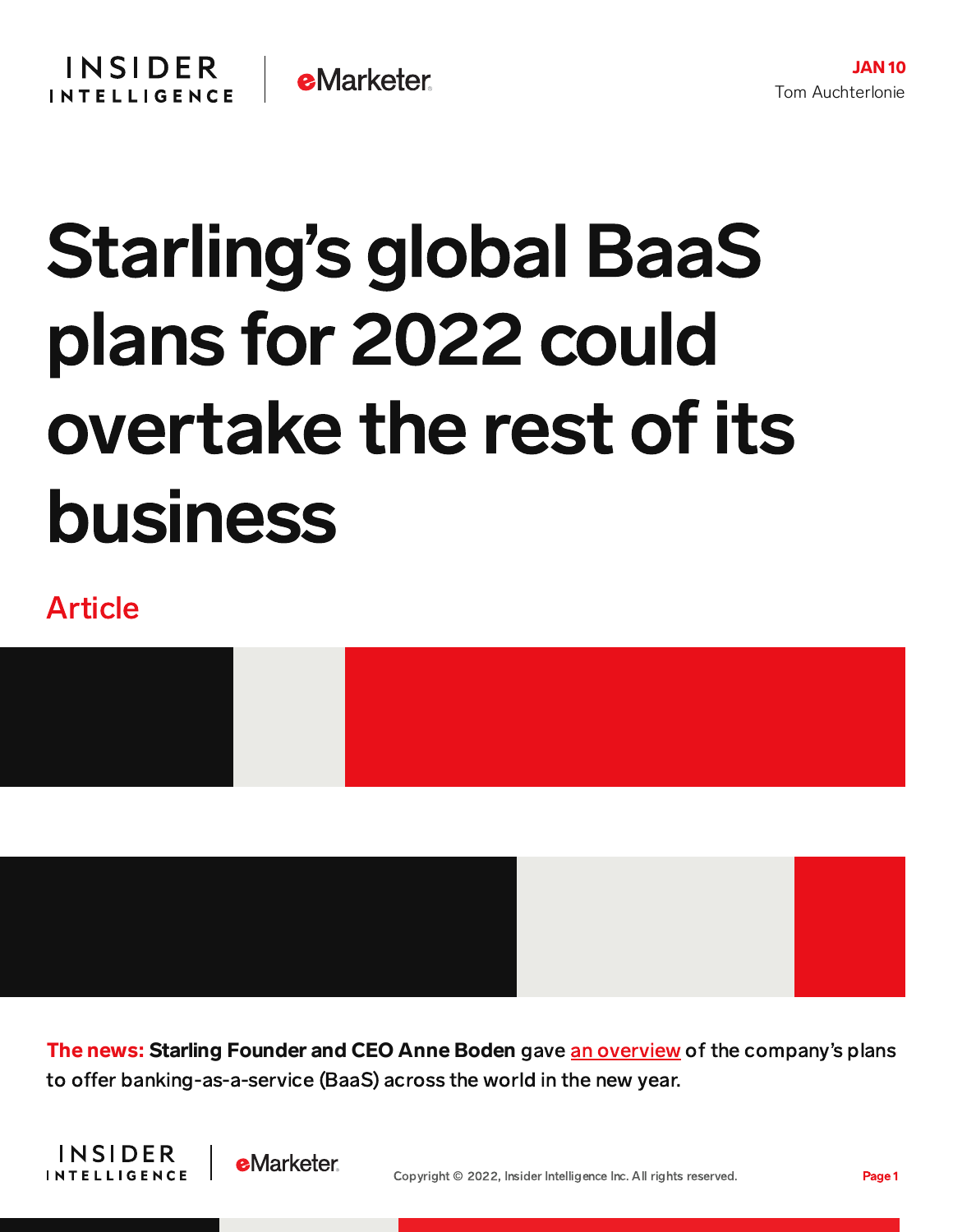JAN 10

Tom Auchterlonie

# Starling's global BaaS plans for 2022 could overtake the rest of its business

Article

**The news:** **Starling Founder and CEO Anne Boden** gave an overview of the company's plans to offer banking-as-a-service (BaaS) across the world in the new year.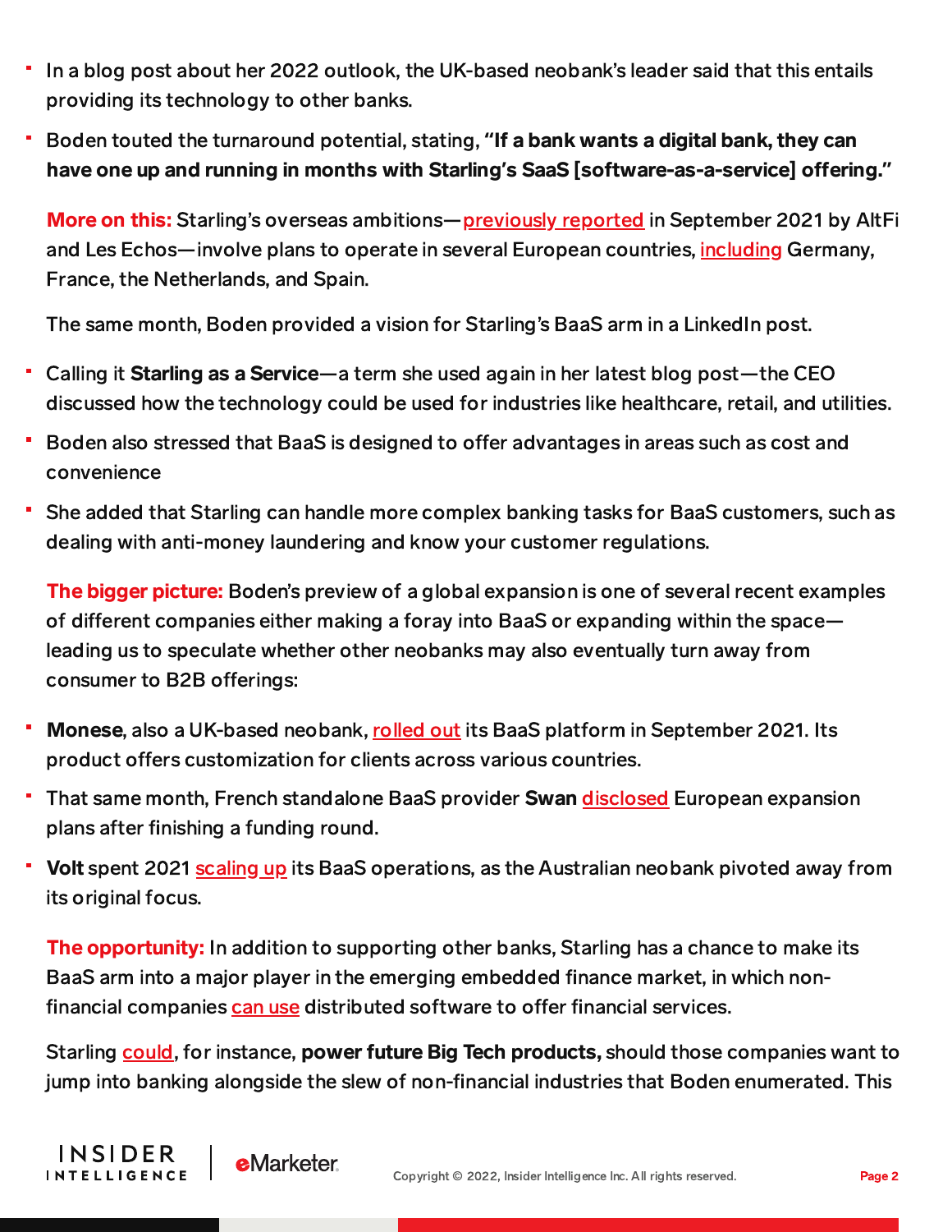- In a blog post about her 2022 outlook, the UK-based neobank's leader said that this entails providing its technology to other banks.
- Boden touted the turnaround potential, stating, **"If a bank wants a digital bank, they can have one up and running in months with Starling's SaaS [software-as-a-service] offering."**

**More on this:** Starling's overseas ambitions—previously reported in September 2021 by AltFi and Les Echos—involve plans to operate in several European countries, including Germany, France, the Netherlands, and Spain.

The same month, Boden provided a vision for Starling's BaaS arm in a LinkedIn post.

- Calling it **Starling as a Service**—a term she used again in her latest blog post—the CEO discussed how the technology could be used for industries like healthcare, retail, and utilities.
- Boden also stressed that BaaS is designed to offer advantages in areas such as cost and convenience
- She added that Starling can handle more complex banking tasks for BaaS customers, such as dealing with anti-money laundering and know your customer regulations.

**The bigger picture:** Boden's preview of a global expansion is one of several recent examples of different companies either making a foray into BaaS or expanding within the space—leading us to speculate whether other neobanks may also eventually turn away from consumer to B2B offerings:

- **Monese**, also a UK-based neobank, rolled out its BaaS platform in September 2021. Its product offers customization for clients across various countries.
- That same month, French standalone BaaS provider **Swan** disclosed European expansion plans after finishing a funding round.
- **Volt** spent 2021 scaling up its BaaS operations, as the Australian neobank pivoted away from its original focus.

**The opportunity:** In addition to supporting other banks, Starling has a chance to make its BaaS arm into a major player in the emerging embedded finance market, in which non-financial companies can use distributed software to offer financial services.

Starling could, for instance, **power future Big Tech products,** should those companies want to jump into banking alongside the slew of non-financial industries that Boden enumerated. This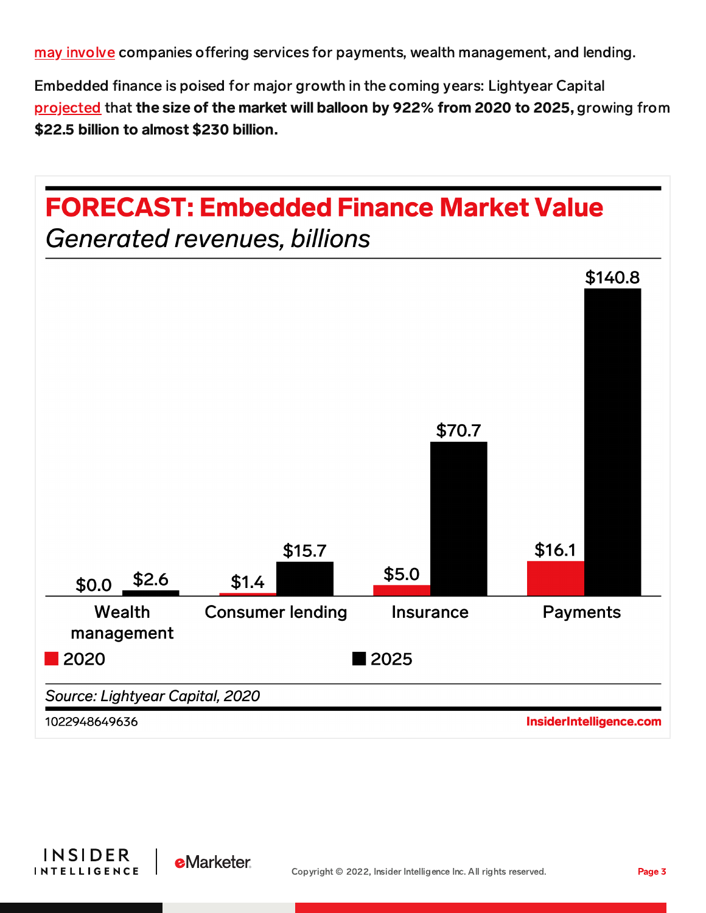may involve companies offering services for payments, wealth management, and lending.

Embedded finance is poised for major growth in the coming years: Lightyear Capital projected that **the size of the market will balloon by 922% from 2020 to 2025,** growing from **$22.5 billion to almost $230 billion.**

## FORECAST: Embedded Finance Market Value

*Generated revenues, billions*

$140.8

$70.7

$15.7

$16.1

$0.0

$2.6

$1.4

$5.0

Wealth management

Consumer lending

Insurance

Payments

2020

2025

*Source: Lightyear Capital, 2020*

1022948649636

InsiderIntelligence.com